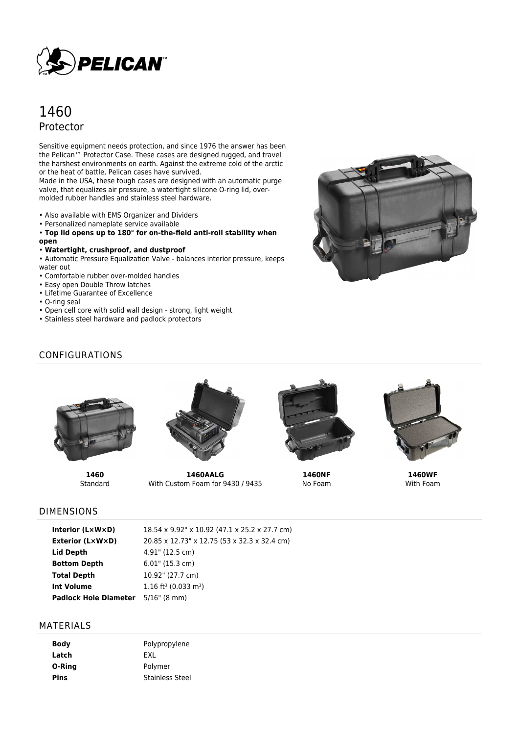# 1460

## Protector

Sensitive equipment needs protection, and since 1976 the answer has been the Pelican™ Protector Case. These cases are designed rugged, and travel the harshest environments on earth. Against the extreme cold of the arctic or the heat of battle, Pelican cases have survived.
Made in the USA, these tough cases are designed with an automatic purge valve, that equalizes air pressure, a watertight silicone O-ring lid, over-molded rubber handles and stainless steel hardware.

- Also available with EMS Organizer and Dividers
- Personalized nameplate service available
- **Top lid opens up to 180° for on-the-field anti-roll stability when open**
- **Watertight, crushproof, and dustproof**
- Automatic Pressure Equalization Valve - balances interior pressure, keeps water out
- Comfortable rubber over-molded handles
- Easy open Double Throw latches
- Lifetime Guarantee of Excellence
- O-ring seal
- Open cell core with solid wall design - strong, light weight
- Stainless steel hardware and padlock protectors

## CONFIGURATIONS

**1460**
Standard

**1460AALG**
With Custom Foam for 9430 / 9435

**1460NF**
No Foam

**1460WF**
With Foam

## DIMENSIONS

| | |
|---|---|
| **Interior (L×W×D)** | 18.54 x 9.92" x 10.92 (47.1 x 25.2 x 27.7 cm) |
| **Exterior (L×W×D)** | 20.85 x 12.73" x 12.75 (53 x 32.3 x 32.4 cm) |
| **Lid Depth** | 4.91" (12.5 cm) |
| **Bottom Depth** | 6.01" (15.3 cm) |
| **Total Depth** | 10.92" (27.7 cm) |
| **Int Volume** | 1.16 $ft^3$ (0.033 $m^3$) |
| **Padlock Hole Diameter** | 5/16" (8 mm) |

## MATERIALS

| | |
|---|---|
| **Body** | Polypropylene |
| **Latch** | EXL |
| **O-Ring** | Polymer |
| **Pins** | Stainless Steel |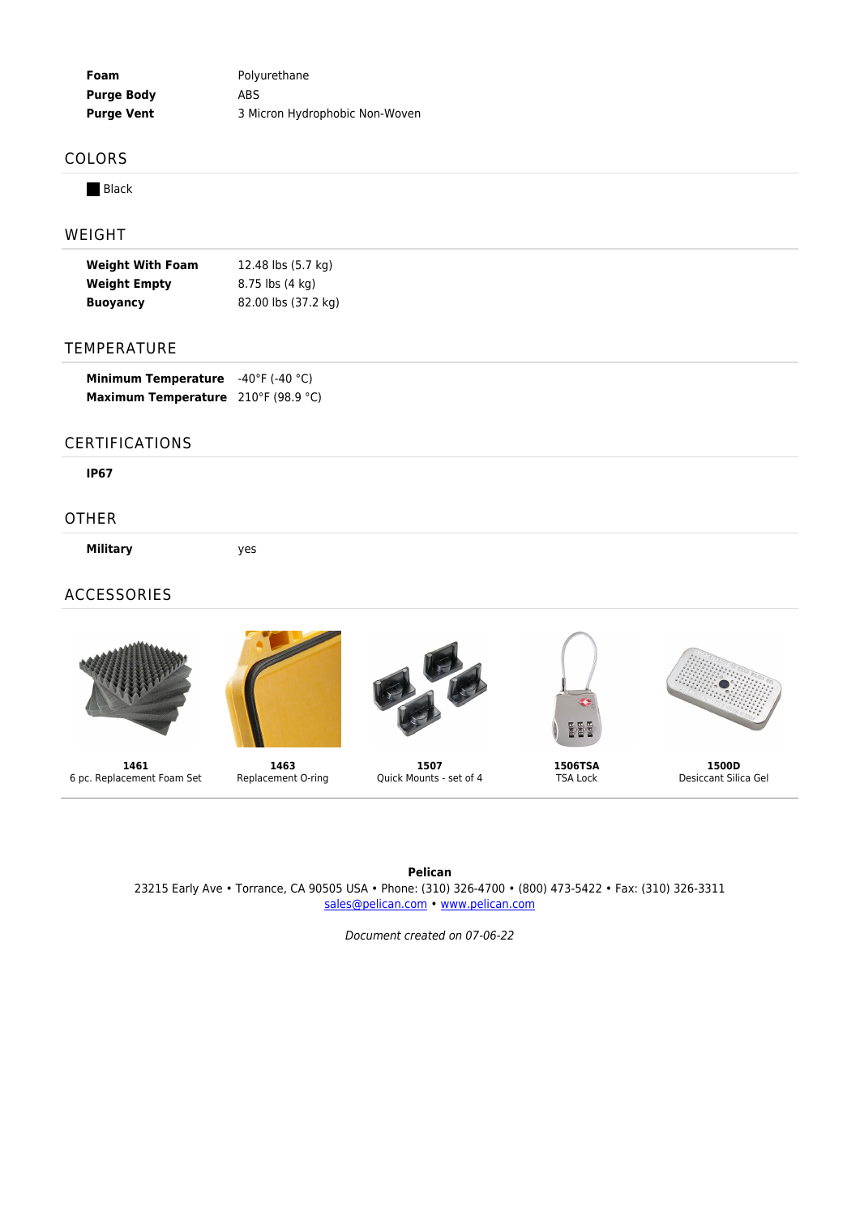| | |
|---|---|
| **Foam** | Polyurethane |
| **Purge Body** | ABS |
| **Purge Vent** | 3 Micron Hydrophobic Non-Woven |

## COLORS

Black

## WEIGHT

| | |
|---|---|
| **Weight With Foam** | 12.48 lbs (5.7 kg) |
| **Weight Empty** | 8.75 lbs (4 kg) |
| **Buoyancy** | 82.00 lbs (37.2 kg) |

## TEMPERATURE

| | |
|---|---|
| **Minimum Temperature** | -40°F (-40 °C) |
| **Maximum Temperature** | 210°F (98.9 °C) |

## CERTIFICATIONS

**IP67**

## OTHER

| | |
|---|---|
| **Military** | yes |

## ACCESSORIES

**1461**
6 pc. Replacement Foam Set

**1463**
Replacement O-ring

**1507**
Quick Mounts - set of 4

**1506TSA**
TSA Lock

**1500D**
Desiccant Silica Gel

**Pelican**
23215 Early Ave • Torrance, CA 90505 USA • Phone: (310) 326-4700 • (800) 473-5422 • Fax: (310) 326-3311
sales@pelican.com • www.pelican.com

*Document created on 07-06-22*